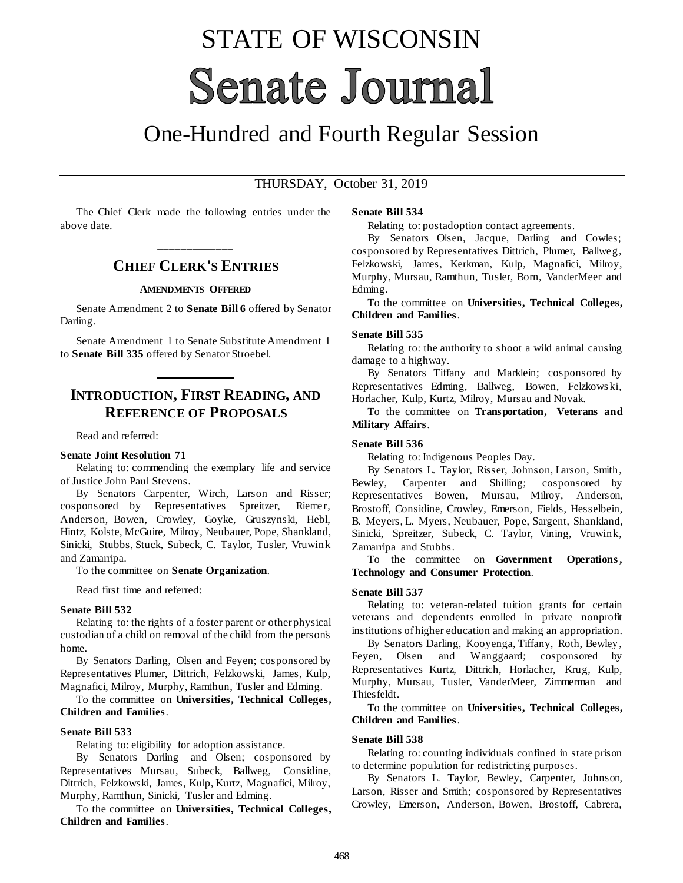# STATE OF WISCONSIN

# Senate Journal

## One-Hundred and Fourth Regular Session

THURSDAY, October 31, 2019

The Chief Clerk made the following entries under the above date.

## CHIEF CLERK'S ENTRIES

### AMENDMENTS OFFERED

Senate Amendment 2 to **Senate Bill 6** offered by Senator Darling.

Senate Amendment 1 to Senate Substitute Amendment 1 to **Senate Bill 335** offered by Senator Stroebel.

## INTRODUCTION, FIRST READING, AND REFERENCE OF PROPOSALS

Read and referred:

**Senate Joint Resolution 71**

Relating to: commending the exemplary life and service of Justice John Paul Stevens.

By Senators Carpenter, Wirch, Larson and Risser; cosponsored by Representatives Spreitzer, Riemer, Anderson, Bowen, Crowley, Goyke, Gruszynski, Hebl, Hintz, Kolste, McGuire, Milroy, Neubauer, Pope, Shankland, Sinicki, Stubbs, Stuck, Subeck, C. Taylor, Tusler, Vruwink and Zamarripa.

To the committee on **Senate Organization**.

Read first time and referred:

**Senate Bill 532**

Relating to: the rights of a foster parent or other physical custodian of a child on removal of the child from the person's home.

By Senators Darling, Olsen and Feyen; cosponsored by Representatives Plumer, Dittrich, Felzkowski, James, Kulp, Magnafici, Milroy, Murphy, Ramthun, Tusler and Edming.

To the committee on **Universities, Technical Colleges, Children and Families**.

**Senate Bill 533**

Relating to: eligibility for adoption assistance.

By Senators Darling and Olsen; cosponsored by Representatives Mursau, Subeck, Ballweg, Considine, Dittrich, Felzkowski, James, Kulp, Kurtz, Magnafici, Milroy, Murphy, Ramthun, Sinicki, Tusler and Edming.

To the committee on **Universities, Technical Colleges, Children and Families**.

**Senate Bill 534**

Relating to: postadoption contact agreements.

By Senators Olsen, Jacque, Darling and Cowles; cosponsored by Representatives Dittrich, Plumer, Ballweg, Felzkowski, James, Kerkman, Kulp, Magnafici, Milroy, Murphy, Mursau, Ramthun, Tusler, Born, VanderMeer and Edming.

To the committee on **Universities, Technical Colleges, Children and Families**.

**Senate Bill 535**

Relating to: the authority to shoot a wild animal causing damage to a highway.

By Senators Tiffany and Marklein; cosponsored by Representatives Edming, Ballweg, Bowen, Felzkowski, Horlacher, Kulp, Kurtz, Milroy, Mursau and Novak.

To the committee on **Transportation, Veterans and Military Affairs**.

**Senate Bill 536**

Relating to: Indigenous Peoples Day.

By Senators L. Taylor, Risser, Johnson, Larson, Smith, Bewley, Carpenter and Shilling; cosponsored by Representatives Bowen, Mursau, Milroy, Anderson, Brostoff, Considine, Crowley, Emerson, Fields, Hesselbein, B. Meyers, L. Myers, Neubauer, Pope, Sargent, Shankland, Sinicki, Spreitzer, Subeck, C. Taylor, Vining, Vruwink, Zamarripa and Stubbs.

To the committee on **Government Operations, Technology and Consumer Protection**.

**Senate Bill 537**

Relating to: veteran-related tuition grants for certain veterans and dependents enrolled in private nonprofit institutions of higher education and making an appropriation.

By Senators Darling, Kooyenga, Tiffany, Roth, Bewley, Feyen, Olsen and Wanggaard; cosponsored by Representatives Kurtz, Dittrich, Horlacher, Krug, Kulp, Murphy, Mursau, Tusler, VanderMeer, Zimmerman and Thiesfeldt.

To the committee on **Universities, Technical Colleges, Children and Families**.

**Senate Bill 538**

Relating to: counting individuals confined in state prison to determine population for redistricting purposes.

By Senators L. Taylor, Bewley, Carpenter, Johnson, Larson, Risser and Smith; cosponsored by Representatives Crowley, Emerson, Anderson, Bowen, Brostoff, Cabrera,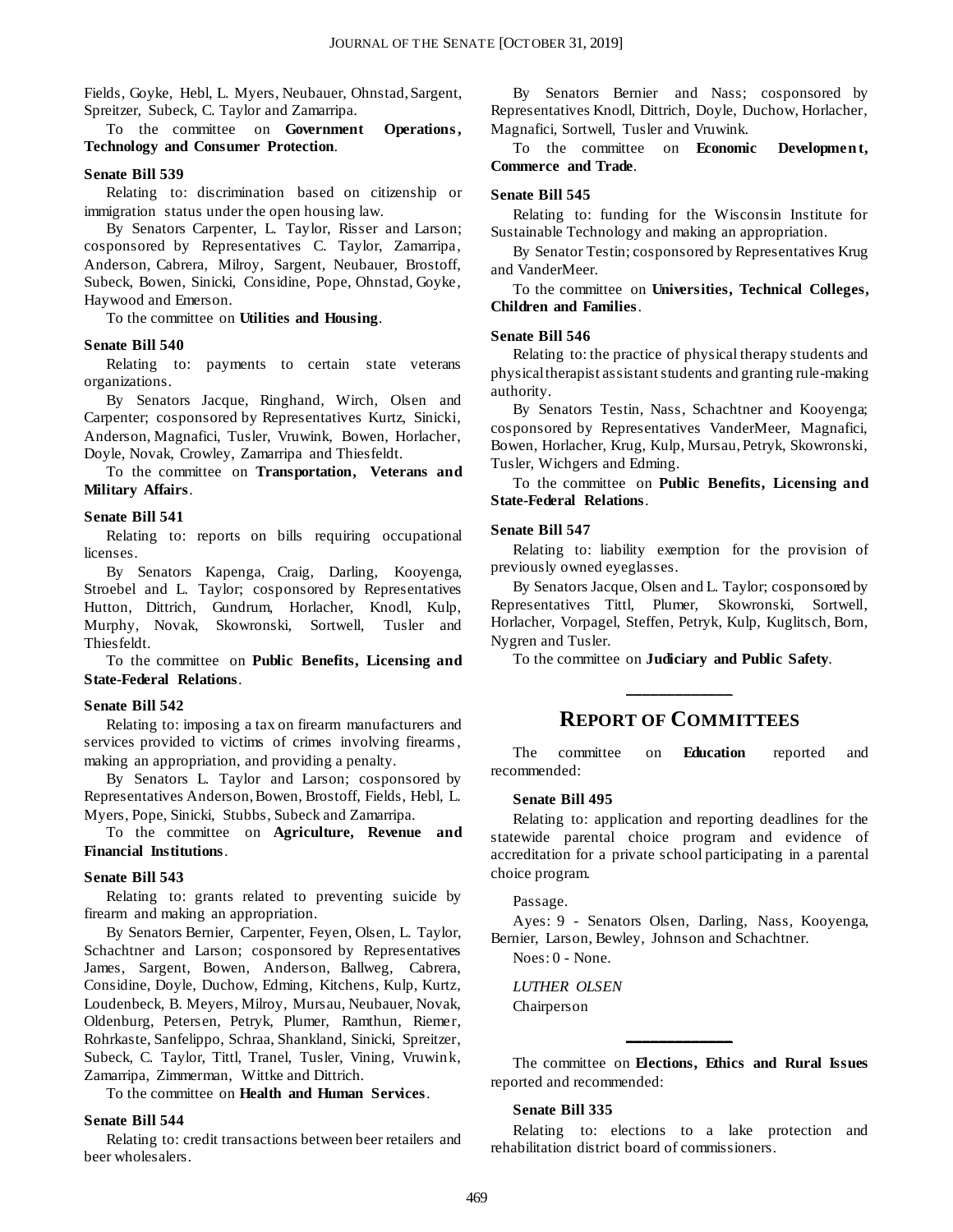Fields, Goyke, Hebl, L. Myers, Neubauer, Ohnstad, Sargent, Spreitzer, Subeck, C. Taylor and Zamarripa.

To the committee on **Government Operations, Technology and Consumer Protection**.

**Senate Bill 539**

Relating to: discrimination based on citizenship or immigration status under the open housing law.

By Senators Carpenter, L. Taylor, Risser and Larson; cosponsored by Representatives C. Taylor, Zamarripa, Anderson, Cabrera, Milroy, Sargent, Neubauer, Brostoff, Subeck, Bowen, Sinicki, Considine, Pope, Ohnstad, Goyke, Haywood and Emerson.

To the committee on **Utilities and Housing**.

**Senate Bill 540**

Relating to: payments to certain state veterans organizations.

By Senators Jacque, Ringhand, Wirch, Olsen and Carpenter; cosponsored by Representatives Kurtz, Sinicki, Anderson, Magnafici, Tusler, Vruwink, Bowen, Horlacher, Doyle, Novak, Crowley, Zamarripa and Thiesfeldt.

To the committee on **Transportation, Veterans and Military Affairs**.

**Senate Bill 541**

Relating to: reports on bills requiring occupational licenses.

By Senators Kapenga, Craig, Darling, Kooyenga, Stroebel and L. Taylor; cosponsored by Representatives Hutton, Dittrich, Gundrum, Horlacher, Knodl, Kulp, Murphy, Novak, Skowronski, Sortwell, Tusler and Thiesfeldt.

To the committee on **Public Benefits, Licensing and State-Federal Relations**.

**Senate Bill 542**

Relating to: imposing a tax on firearm manufacturers and services provided to victims of crimes involving firearms, making an appropriation, and providing a penalty.

By Senators L. Taylor and Larson; cosponsored by Representatives Anderson, Bowen, Brostoff, Fields, Hebl, L. Myers, Pope, Sinicki, Stubbs, Subeck and Zamarripa.

To the committee on **Agriculture, Revenue and Financial Institutions**.

**Senate Bill 543**

Relating to: grants related to preventing suicide by firearm and making an appropriation.

By Senators Bernier, Carpenter, Feyen, Olsen, L. Taylor, Schachtner and Larson; cosponsored by Representatives James, Sargent, Bowen, Anderson, Ballweg, Cabrera, Considine, Doyle, Duchow, Edming, Kitchens, Kulp, Kurtz, Loudenbeck, B. Meyers, Milroy, Mursau, Neubauer, Novak, Oldenburg, Petersen, Petryk, Plumer, Ramthun, Riemer, Rohrkaste, Sanfelippo, Schraa, Shankland, Sinicki, Spreitzer, Subeck, C. Taylor, Tittl, Tranel, Tusler, Vining, Vruwink, Zamarripa, Zimmerman, Wittke and Dittrich.

To the committee on **Health and Human Services**.

**Senate Bill 544**

Relating to: credit transactions between beer retailers and beer wholesalers.

By Senators Bernier and Nass; cosponsored by Representatives Knodl, Dittrich, Doyle, Duchow, Horlacher, Magnafici, Sortwell, Tusler and Vruwink.

To the committee on **Economic Development, Commerce and Trade**.

**Senate Bill 545**

Relating to: funding for the Wisconsin Institute for Sustainable Technology and making an appropriation.

By Senator Testin; cosponsored by Representatives Krug and VanderMeer.

To the committee on **Universities, Technical Colleges, Children and Families**.

**Senate Bill 546**

Relating to: the practice of physical therapy students and physical therapist assistant students and granting rule-making authority.

By Senators Testin, Nass, Schachtner and Kooyenga; cosponsored by Representatives VanderMeer, Magnafici, Bowen, Horlacher, Krug, Kulp, Mursau, Petryk, Skowronski, Tusler, Wichgers and Edming.

To the committee on **Public Benefits, Licensing and State-Federal Relations**.

**Senate Bill 547**

Relating to: liability exemption for the provision of previously owned eyeglasses.

By Senators Jacque, Olsen and L. Taylor; cosponsored by Representatives Tittl, Plumer, Skowronski, Sortwell, Horlacher, Vorpagel, Steffen, Petryk, Kulp, Kuglitsch, Born, Nygren and Tusler.

To the committee on **Judiciary and Public Safety**.

---

## REPORT OF COMMITTEES

The committee on **Education** reported and recommended:

**Senate Bill 495**

Relating to: application and reporting deadlines for the statewide parental choice program and evidence of accreditation for a private school participating in a parental choice program.

Passage.

Ayes: 9 - Senators Olsen, Darling, Nass, Kooyenga, Bernier, Larson, Bewley, Johnson and Schachtner.

Noes: 0 - None.

*LUTHER OLSEN*
Chairperson

---

The committee on **Elections, Ethics and Rural Issues** reported and recommended:

**Senate Bill 335**

Relating to: elections to a lake protection and rehabilitation district board of commissioners.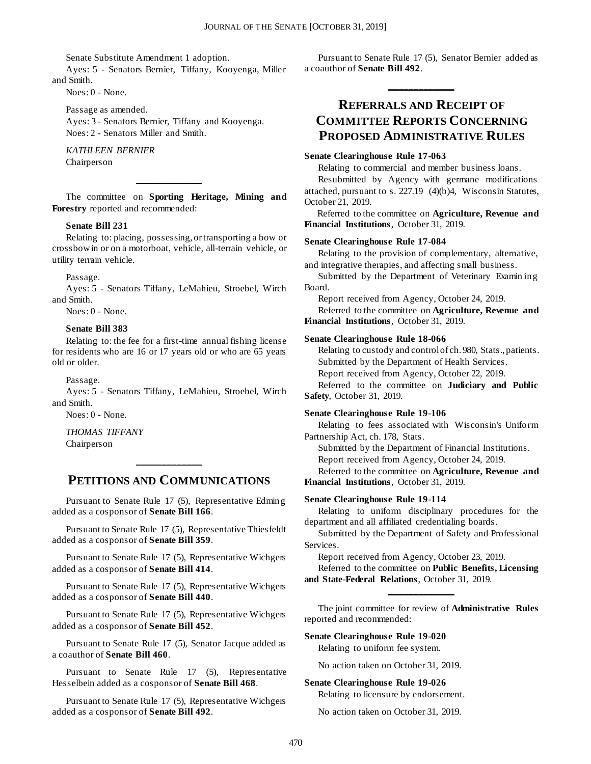Senate Substitute Amendment 1 adoption.

Ayes: 5 - Senators Bernier, Tiffany, Kooyenga, Miller and Smith.

Noes: 0 - None.

Passage as amended.

Ayes: 3 - Senators Bernier, Tiffany and Kooyenga.

Noes: 2 - Senators Miller and Smith.

*KATHLEEN BERNIER*
Chairperson

---

The committee on **Sporting Heritage, Mining and Forestry** reported and recommended:

**Senate Bill 231**

Relating to: placing, possessing, or transporting a bow or crossbow in or on a motorboat, vehicle, all-terrain vehicle, or utility terrain vehicle.

Passage.

Ayes: 5 - Senators Tiffany, LeMahieu, Stroebel, Wirch and Smith.

Noes: 0 - None.

**Senate Bill 383**

Relating to: the fee for a first-time annual fishing license for residents who are 16 or 17 years old or who are 65 years old or older.

Passage.

Ayes: 5 - Senators Tiffany, LeMahieu, Stroebel, Wirch and Smith.

Noes: 0 - None.

*THOMAS TIFFANY*
Chairperson

---

## Petitions and Communications

Pursuant to Senate Rule 17 (5), Representative Edming added as a cosponsor of **Senate Bill 166**.

Pursuant to Senate Rule 17 (5), Representative Thiesfeldt added as a cosponsor of **Senate Bill 359**.

Pursuant to Senate Rule 17 (5), Representative Wichgers added as a cosponsor of **Senate Bill 414**.

Pursuant to Senate Rule 17 (5), Representative Wichgers added as a cosponsor of **Senate Bill 440**.

Pursuant to Senate Rule 17 (5), Representative Wichgers added as a cosponsor of **Senate Bill 452**.

Pursuant to Senate Rule 17 (5), Senator Jacque added as a coauthor of **Senate Bill 460**.

Pursuant to Senate Rule 17 (5), Representative Hesselbein added as a cosponsor of **Senate Bill 468**.

Pursuant to Senate Rule 17 (5), Representative Wichgers added as a cosponsor of **Senate Bill 492**.

Pursuant to Senate Rule 17 (5), Senator Bernier added as a coauthor of **Senate Bill 492**.

---

## Referrals and Receipt of Committee Reports Concerning Proposed Administrative Rules

**Senate Clearinghouse Rule 17-063**

Relating to commercial and member business loans.

Resubmitted by Agency with germane modifications attached, pursuant to s. 227.19 (4)(b)4, Wisconsin Statutes, October 21, 2019.

Referred to the committee on **Agriculture, Revenue and Financial Institutions**, October 31, 2019.

**Senate Clearinghouse Rule 17-084**

Relating to the provision of complementary, alternative, and integrative therapies, and affecting small business.

Submitted by the Department of Veterinary Examining Board.

Report received from Agency, October 24, 2019.

Referred to the committee on **Agriculture, Revenue and Financial Institutions**, October 31, 2019.

**Senate Clearinghouse Rule 18-066**

Relating to custody and control of ch. 980, Stats., patients.

Submitted by the Department of Health Services.

Report received from Agency, October 22, 2019.

Referred to the committee on **Judiciary and Public Safety**, October 31, 2019.

**Senate Clearinghouse Rule 19-106**

Relating to fees associated with Wisconsin's Uniform Partnership Act, ch. 178, Stats.

Submitted by the Department of Financial Institutions.

Report received from Agency, October 24, 2019.

Referred to the committee on **Agriculture, Revenue and Financial Institutions**, October 31, 2019.

**Senate Clearinghouse Rule 19-114**

Relating to uniform disciplinary procedures for the department and all affiliated credentialing boards.

Submitted by the Department of Safety and Professional Services.

Report received from Agency, October 23, 2019.

Referred to the committee on **Public Benefits, Licensing and State-Federal Relations**, October 31, 2019.

---

The joint committee for review of **Administrative Rules** reported and recommended:

**Senate Clearinghouse Rule 19-020**

Relating to uniform fee system.

No action taken on October 31, 2019.

**Senate Clearinghouse Rule 19-026**

Relating to licensure by endorsement.

No action taken on October 31, 2019.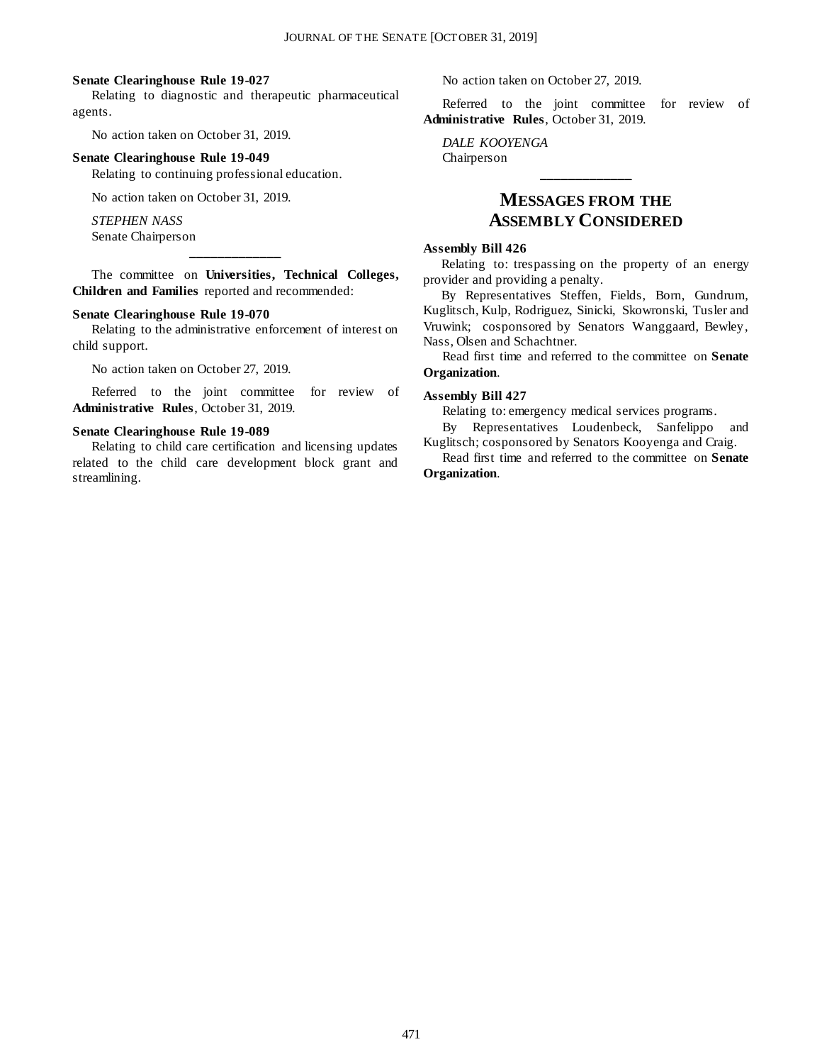**Senate Clearinghouse Rule 19-027**

Relating to diagnostic and therapeutic pharmaceutical agents.

No action taken on October 31, 2019.

**Senate Clearinghouse Rule 19-049**

Relating to continuing professional education.

No action taken on October 31, 2019.

*STEPHEN NASS*
Senate Chairperson

---

The committee on **Universities, Technical Colleges, Children and Families** reported and recommended:

**Senate Clearinghouse Rule 19-070**

Relating to the administrative enforcement of interest on child support.

No action taken on October 27, 2019.

Referred to the joint committee for review of **Administrative Rules**, October 31, 2019.

**Senate Clearinghouse Rule 19-089**

Relating to child care certification and licensing updates related to the child care development block grant and streamlining.

No action taken on October 27, 2019.

Referred to the joint committee for review of **Administrative Rules**, October 31, 2019.

*DALE KOOYENGA*
Chairperson

---

## Messages from the Assembly Considered

**Assembly Bill 426**

Relating to: trespassing on the property of an energy provider and providing a penalty.

By Representatives Steffen, Fields, Born, Gundrum, Kuglitsch, Kulp, Rodriguez, Sinicki, Skowronski, Tusler and Vruwink; cosponsored by Senators Wanggaard, Bewley, Nass, Olsen and Schachtner.

Read first time and referred to the committee on **Senate Organization**.

**Assembly Bill 427**

Relating to: emergency medical services programs.

By Representatives Loudenbeck, Sanfelippo and Kuglitsch; cosponsored by Senators Kooyenga and Craig.

Read first time and referred to the committee on **Senate Organization**.